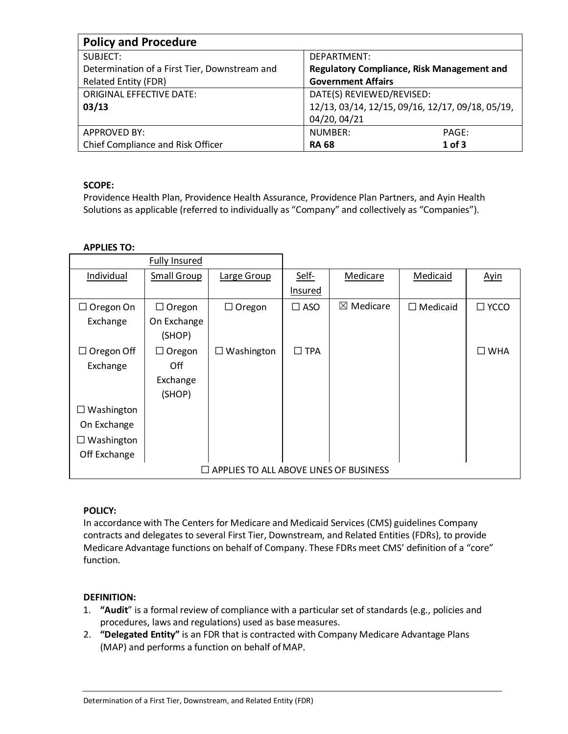| **Policy and Procedure** | | |
|---|---|---|
| SUBJECT:<br>Determination of a First Tier, Downstream and Related Entity (FDR) | DEPARTMENT:<br>**Regulatory Compliance, Risk Management and Government Affairs** | |
| ORIGINAL EFFECTIVE DATE:<br>**03/13** | DATE(S) REVIEWED/REVISED:<br>12/13, 03/14, 12/15, 09/16, 12/17, 09/18, 05/19, 04/20, 04/21 | |
| APPROVED BY:<br>Chief Compliance and Risk Officer | NUMBER:<br>**RA 68** | PAGE:<br>**1 of 3** |

**SCOPE:**
Providence Health Plan, Providence Health Assurance, Providence Plan Partners, and Ayin Health Solutions as applicable (referred to individually as "Company" and collectively as "Companies").

**APPLIES TO:**

| Fully Insured | | | | | | |
|---|---|---|---|---|---|---|
| Individual | Small Group | Large Group | Self-Insured | Medicare | Medicaid | Ayin |
| ☐ Oregon On Exchange | ☐ Oregon On Exchange (SHOP) | ☐ Oregon | ☐ ASO | ☒ Medicare | ☐ Medicaid | ☐ YCCO |
| ☐ Oregon Off Exchange | ☐ Oregon Off Exchange (SHOP) | ☐ Washington | ☐ TPA | | | ☐ WHA |
| ☐ Washington On Exchange | | | | | | |
| ☐ Washington Off Exchange | | | | | | |
| ☐ APPLIES TO ALL ABOVE LINES OF BUSINESS | | | | | | |

**POLICY:**
In accordance with The Centers for Medicare and Medicaid Services (CMS) guidelines Company contracts and delegates to several First Tier, Downstream, and Related Entities (FDRs), to provide Medicare Advantage functions on behalf of Company. These FDRs meet CMS' definition of a "core" function.

**DEFINITION:**

1. **"Audit"** is a formal review of compliance with a particular set of standards (e.g., policies and procedures, laws and regulations) used as base measures.
2. **"Delegated Entity"** is an FDR that is contracted with Company Medicare Advantage Plans (MAP) and performs a function on behalf of MAP.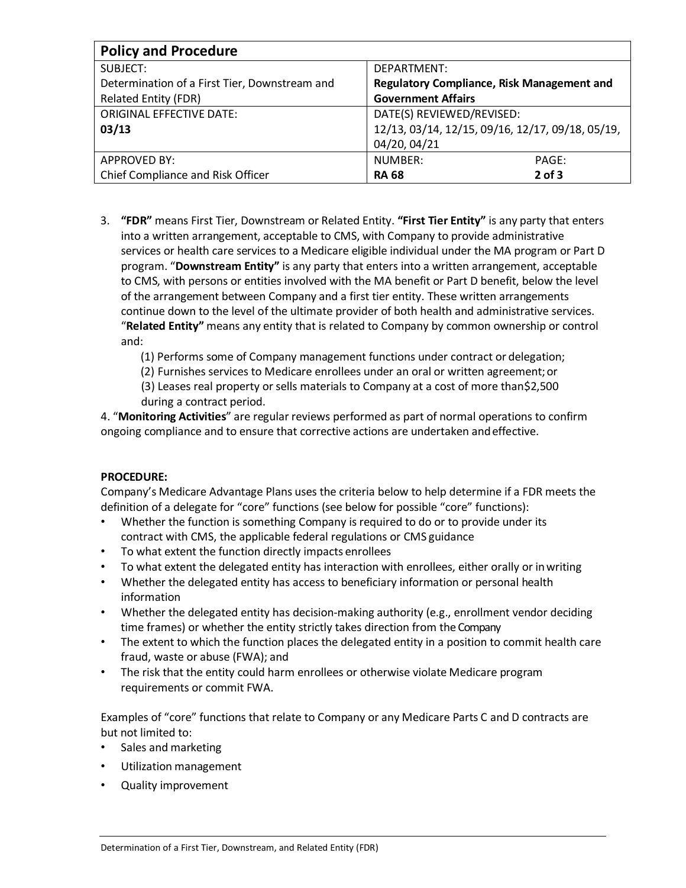| **Policy and Procedure** | | |
|---|---|---|
| SUBJECT: Determination of a First Tier, Downstream and Related Entity (FDR) | DEPARTMENT: **Regulatory Compliance, Risk Management and Government Affairs** | |
| ORIGINAL EFFECTIVE DATE: **03/13** | DATE(S) REVIEWED/REVISED: 12/13, 03/14, 12/15, 09/16, 12/17, 09/18, 05/19, 04/20, 04/21 | |
| APPROVED BY: Chief Compliance and Risk Officer | NUMBER: **RA 68** | PAGE: **2 of 3** |

3. **"FDR"** means First Tier, Downstream or Related Entity. **"First Tier Entity"** is any party that enters into a written arrangement, acceptable to CMS, with Company to provide administrative services or health care services to a Medicare eligible individual under the MA program or Part D program. "**Downstream Entity"** is any party that enters into a written arrangement, acceptable to CMS, with persons or entities involved with the MA benefit or Part D benefit, below the level of the arrangement between Company and a first tier entity. These written arrangements continue down to the level of the ultimate provider of both health and administrative services. "**Related Entity"** means any entity that is related to Company by common ownership or control and:
   (1) Performs some of Company management functions under contract or delegation;
   (2) Furnishes services to Medicare enrollees under an oral or written agreement; or
   (3) Leases real property or sells materials to Company at a cost of more than$2,500 during a contract period.

4. "**Monitoring Activities**" are regular reviews performed as part of normal operations to confirm ongoing compliance and to ensure that corrective actions are undertaken and effective.

**PROCEDURE:**

Company's Medicare Advantage Plans uses the criteria below to help determine if a FDR meets the definition of a delegate for "core" functions (see below for possible "core" functions):

- Whether the function is something Company is required to do or to provide under its contract with CMS, the applicable federal regulations or CMS guidance
- To what extent the function directly impacts enrollees
- To what extent the delegated entity has interaction with enrollees, either orally or in writing
- Whether the delegated entity has access to beneficiary information or personal health information
- Whether the delegated entity has decision-making authority (e.g., enrollment vendor deciding time frames) or whether the entity strictly takes direction from the Company
- The extent to which the function places the delegated entity in a position to commit health care fraud, waste or abuse (FWA); and
- The risk that the entity could harm enrollees or otherwise violate Medicare program requirements or commit FWA.

Examples of "core" functions that relate to Company or any Medicare Parts C and D contracts are but not limited to:

- Sales and marketing
- Utilization management
- Quality improvement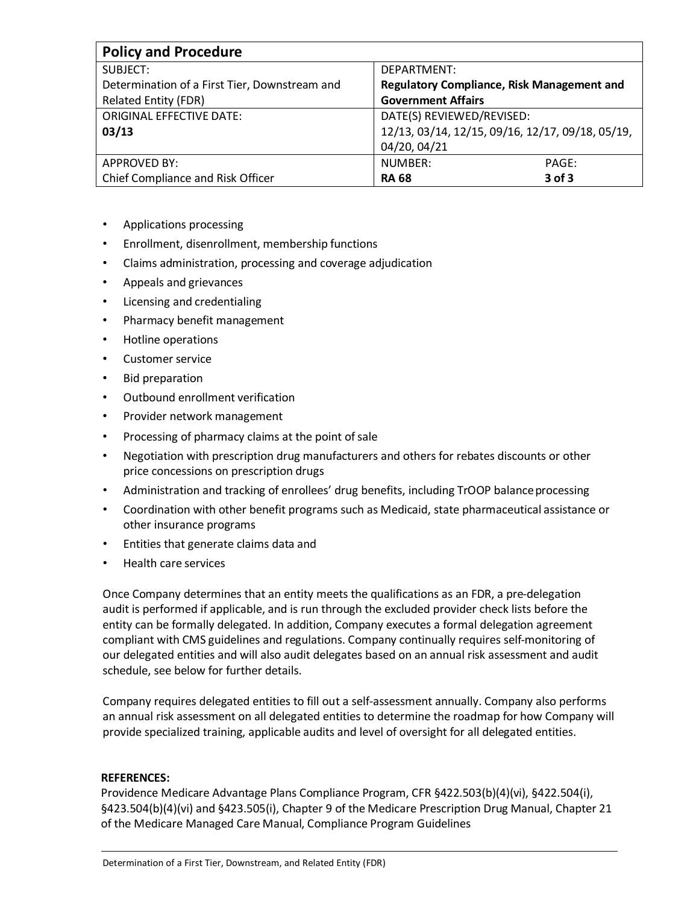- Applications processing
- Enrollment, disenrollment, membership functions
- Claims administration, processing and coverage adjudication
- Appeals and grievances
- Licensing and credentialing
- Pharmacy benefit management
- Hotline operations
- Customer service
- Bid preparation
- Outbound enrollment verification
- Provider network management
- Processing of pharmacy claims at the point of sale
- Negotiation with prescription drug manufacturers and others for rebates discounts or other price concessions on prescription drugs
- Administration and tracking of enrollees' drug benefits, including TrOOP balance processing
- Coordination with other benefit programs such as Medicaid, state pharmaceutical assistance or other insurance programs
- Entities that generate claims data and
- Health care services

Once Company determines that an entity meets the qualifications as an FDR, a pre-delegation audit is performed if applicable, and is run through the excluded provider check lists before the entity can be formally delegated. In addition, Company executes a formal delegation agreement compliant with CMS guidelines and regulations. Company continually requires self-monitoring of our delegated entities and will also audit delegates based on an annual risk assessment and audit schedule, see below for further details.

Company requires delegated entities to fill out a self-assessment annually. Company also performs an annual risk assessment on all delegated entities to determine the roadmap for how Company will provide specialized training, applicable audits and level of oversight for all delegated entities.

**REFERENCES:**

Providence Medicare Advantage Plans Compliance Program, CFR §422.503(b)(4)(vi), §422.504(i), §423.504(b)(4)(vi) and §423.505(i), Chapter 9 of the Medicare Prescription Drug Manual, Chapter 21 of the Medicare Managed Care Manual, Compliance Program Guidelines